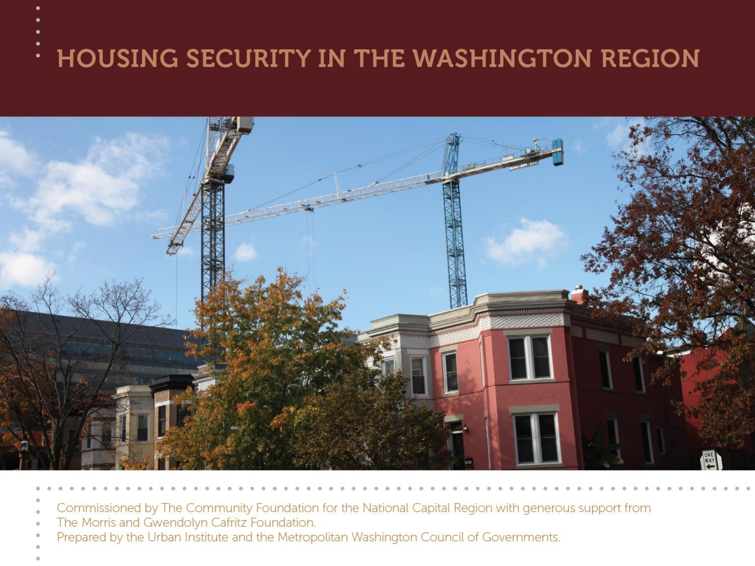# HOUSING SECURITY IN THE WASHINGTON REGION

Commissioned by The Community Foundation for the National Capital Region with generous support from The Morris and Gwendolyn Cafritz Foundation.

Prepared by the Urban Institute and the Metropolitan Washington Council of Governments.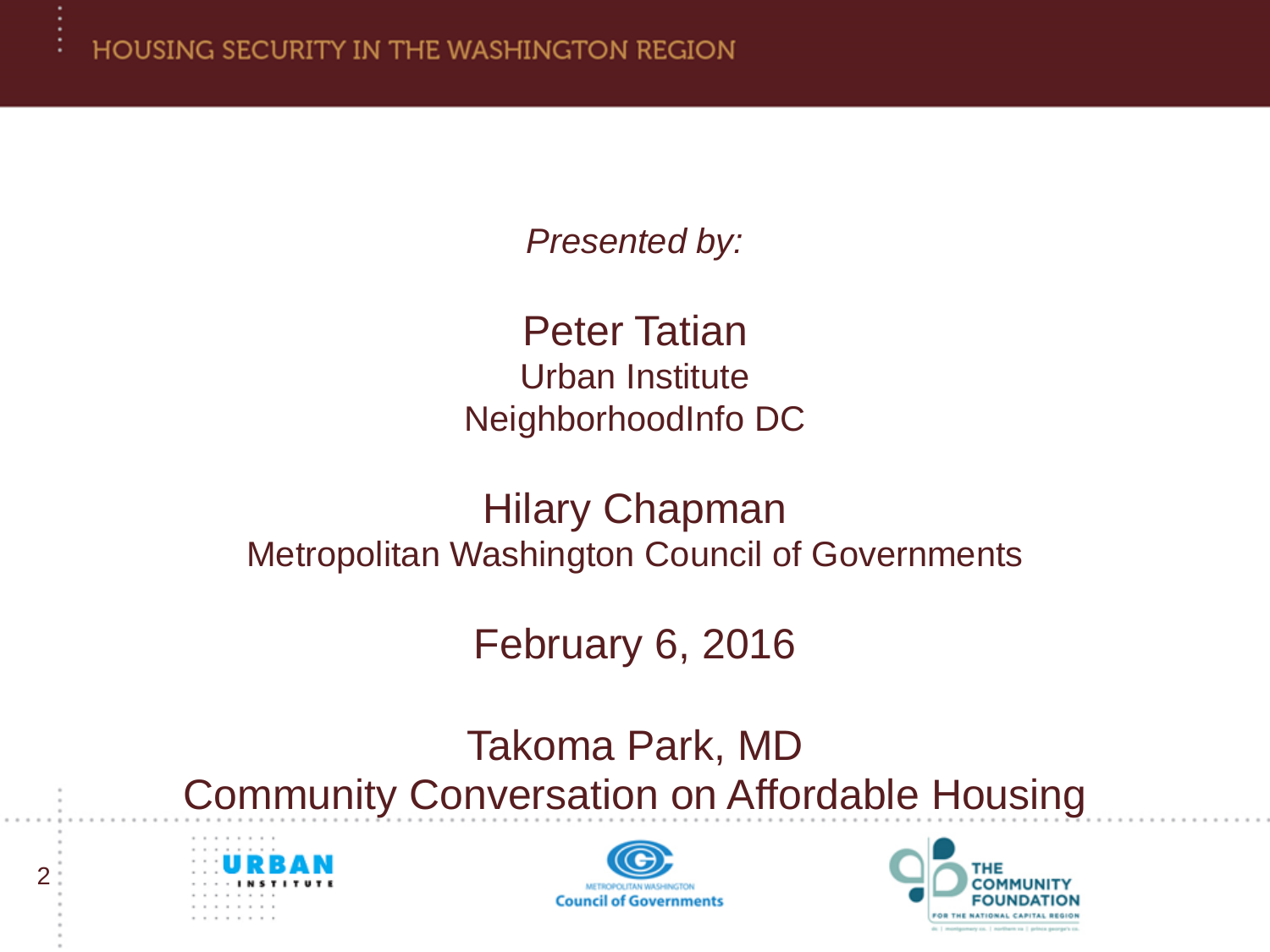*Presented by:*

Peter Tatian
Urban Institute
NeighborhoodInfo DC

Hilary Chapman
Metropolitan Washington Council of Governments

February 6, 2016

Takoma Park, MD
Community Conversation on Affordable Housing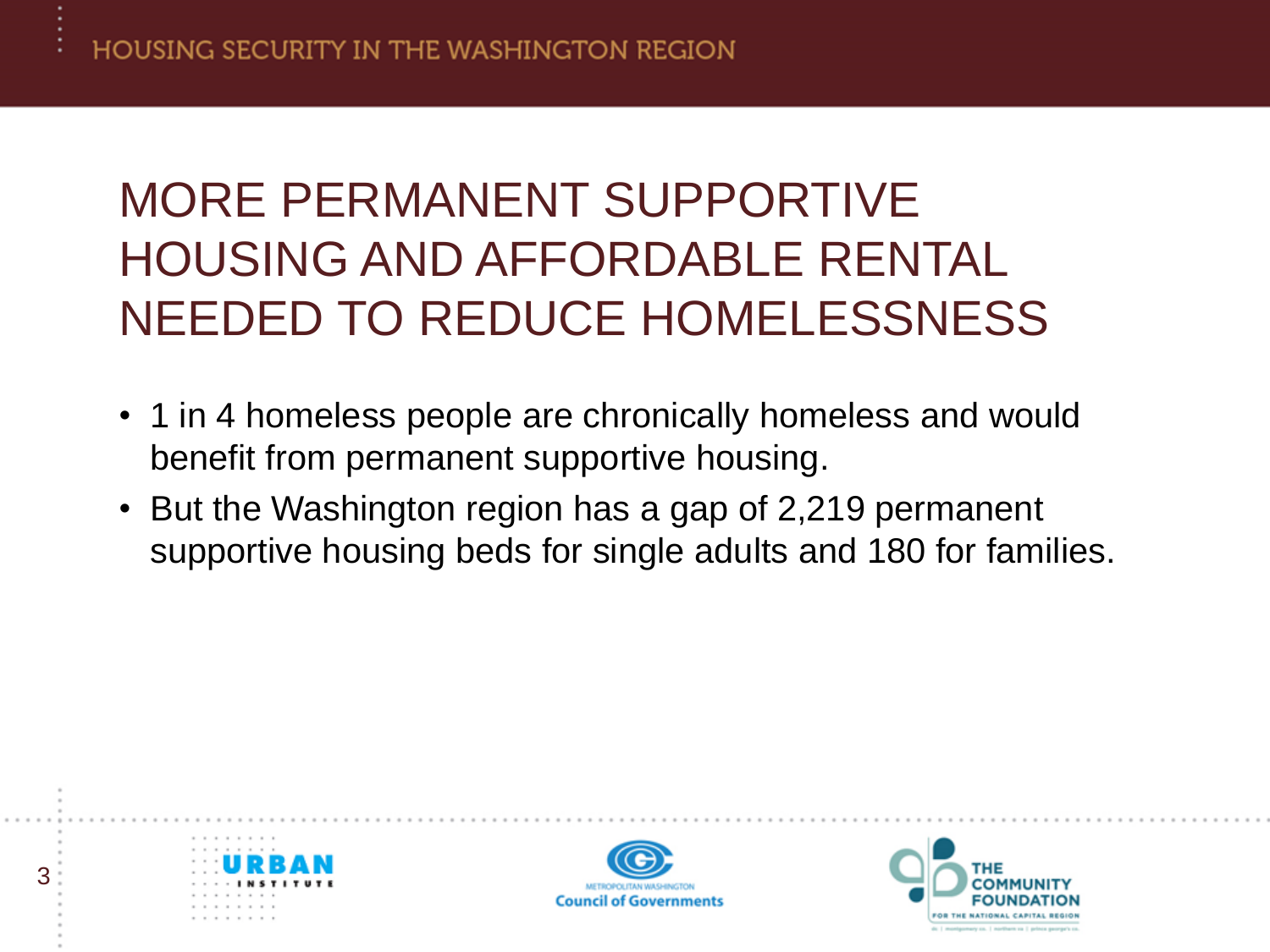# MORE PERMANENT SUPPORTIVE HOUSING AND AFFORDABLE RENTAL NEEDED TO REDUCE HOMELESSNESS

- 1 in 4 homeless people are chronically homeless and would benefit from permanent supportive housing.
- But the Washington region has a gap of 2,219 permanent supportive housing beds for single adults and 180 for families.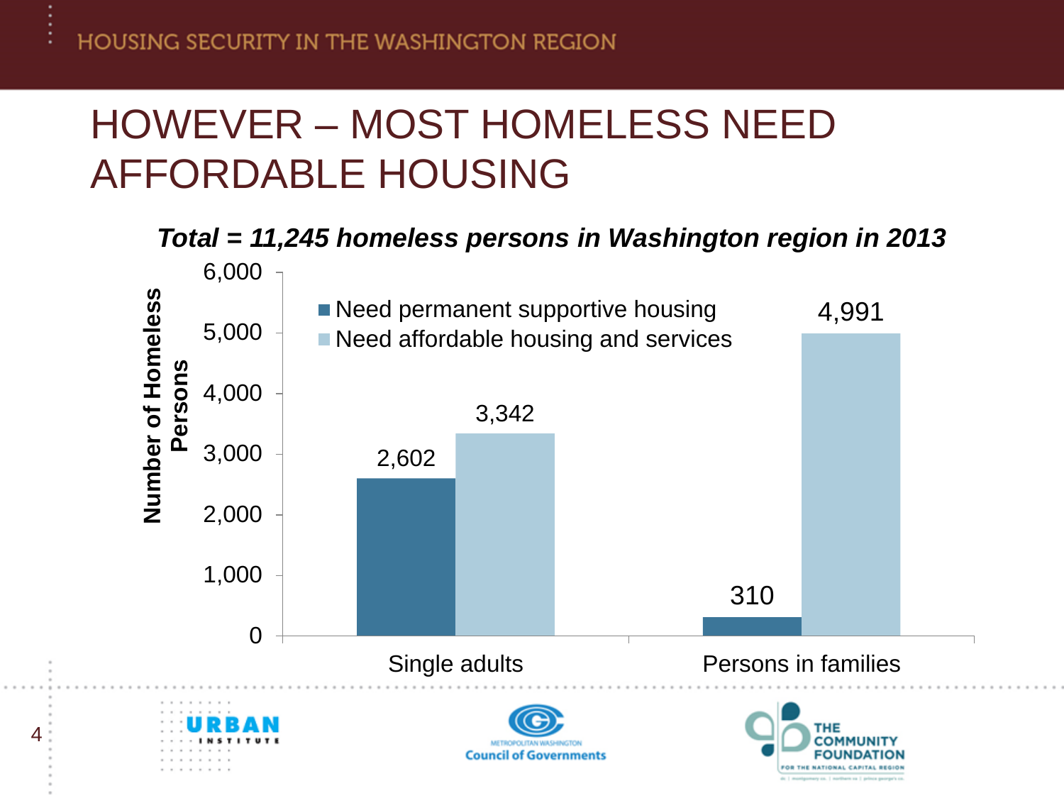# HOWEVER – MOST HOMELESS NEED AFFORDABLE HOUSING

***Total = 11,245 homeless persons in Washington region in 2013***

| Number of Homeless Persons | Need permanent supportive housing | Need affordable housing and services |
|---|---|---|
| Single adults | 2,602 | 3,342 |
| Persons in families | 310 | 4,991 |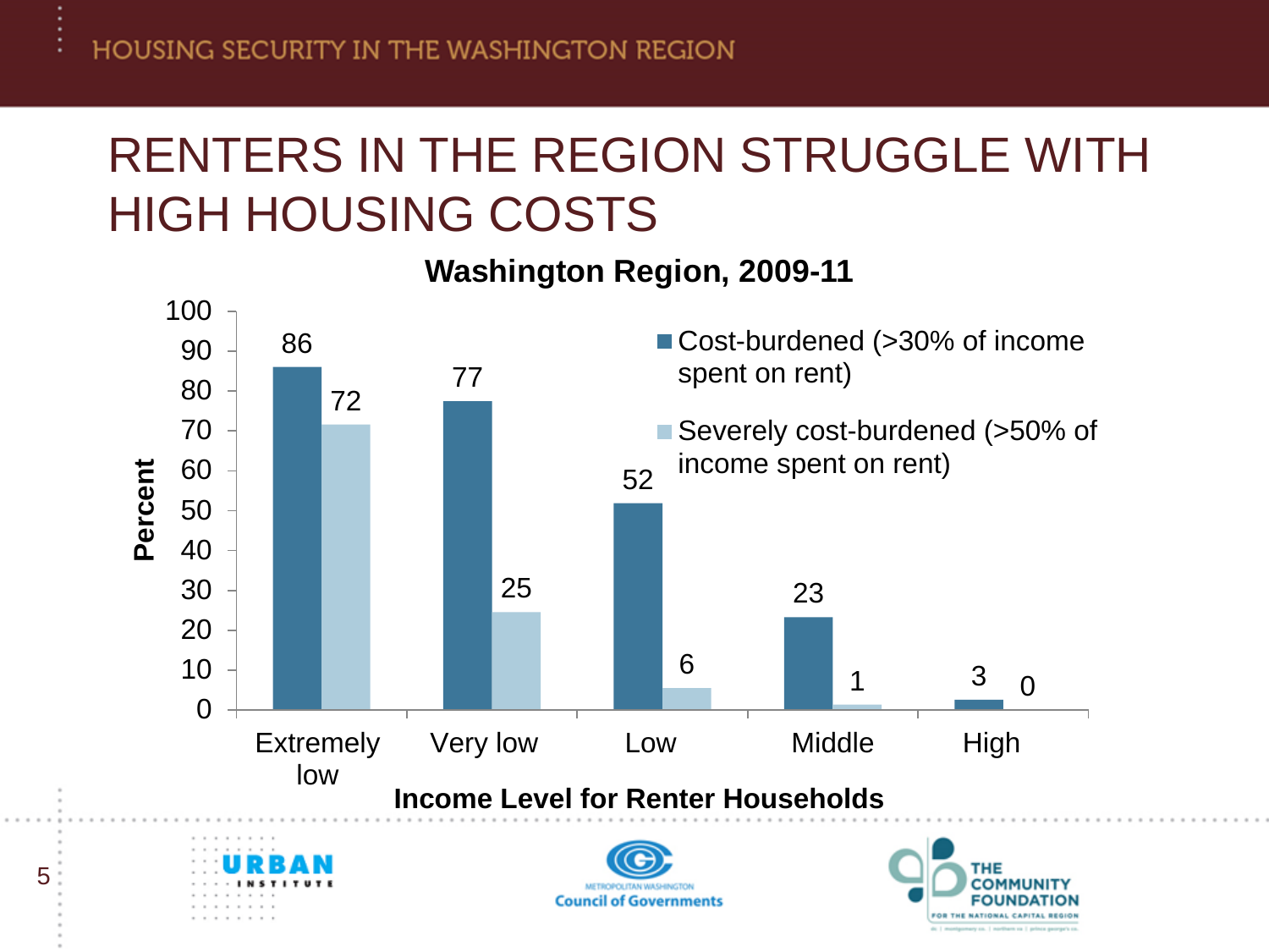# RENTERS IN THE REGION STRUGGLE WITH HIGH HOUSING COSTS

**Washington Region, 2009-11**

| Income Level for Renter Households | Cost-burdened (>30% of income spent on rent) | Severely cost-burdened (>50% of income spent on rent) |
|---|---|---|
| Extremely low | 86 | 72 |
| Very low | 77 | 25 |
| Low | 52 | 6 |
| Middle | 23 | 1 |
| High | 3 | 0 |

Percent

**Income Level for Renter Households**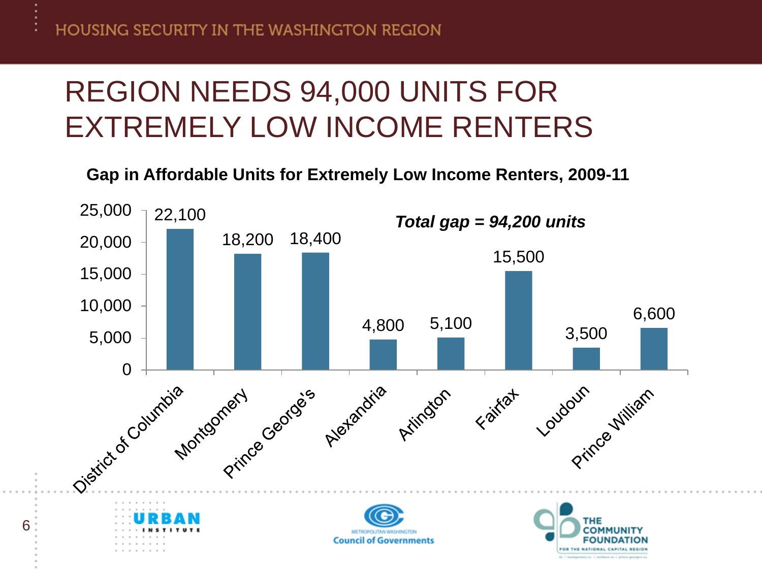# REGION NEEDS 94,000 UNITS FOR EXTREMELY LOW INCOME RENTERS

**Gap in Affordable Units for Extremely Low Income Renters, 2009-11**

***Total gap = 94,200 units***

| Jurisdiction | Gap in Affordable Units |
| --- | --- |
| District of Columbia | 22,100 |
| Montgomery | 18,200 |
| Prince George's | 18,400 |
| Alexandria | 4,800 |
| Arlington | 5,100 |
| Fairfax | 15,500 |
| Loudoun | 3,500 |
| Prince William | 6,600 |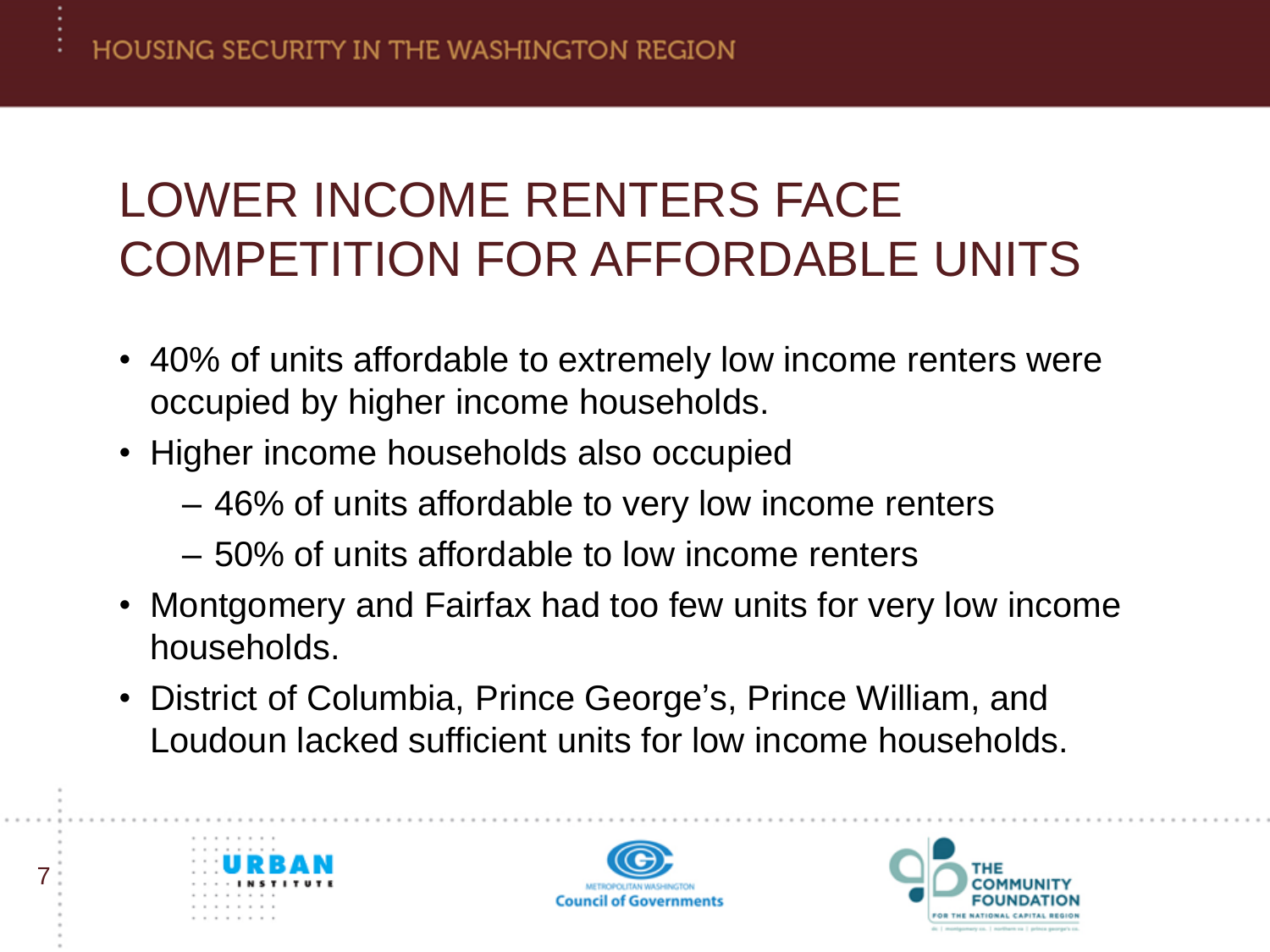# LOWER INCOME RENTERS FACE COMPETITION FOR AFFORDABLE UNITS

- 40% of units affordable to extremely low income renters were occupied by higher income households.
- Higher income households also occupied
  - 46% of units affordable to very low income renters
  - 50% of units affordable to low income renters
- Montgomery and Fairfax had too few units for very low income households.
- District of Columbia, Prince George's, Prince William, and Loudoun lacked sufficient units for low income households.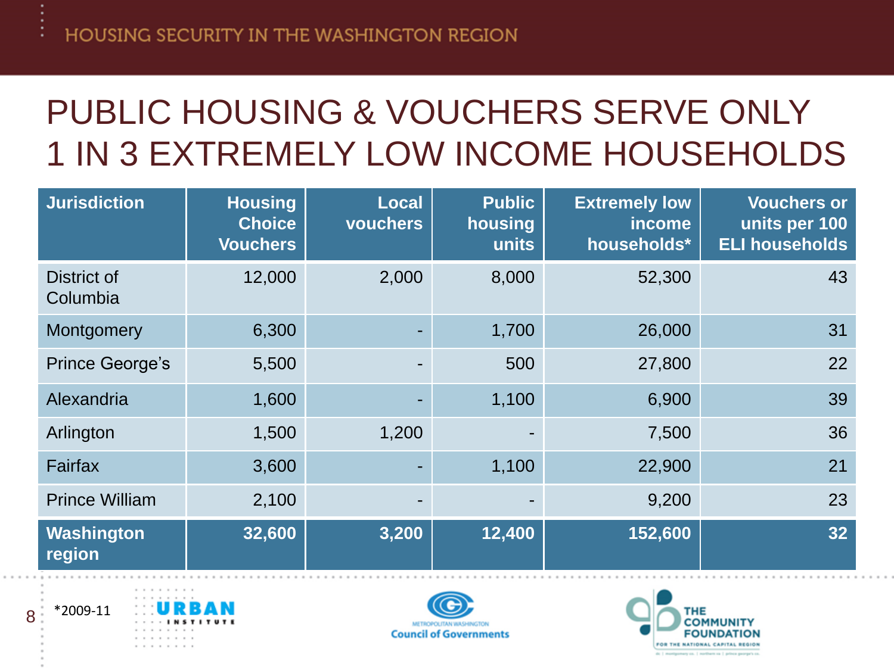# PUBLIC HOUSING & VOUCHERS SERVE ONLY 1 IN 3 EXTREMELY LOW INCOME HOUSEHOLDS

| Jurisdiction | Housing Choice Vouchers | Local vouchers | Public housing units | Extremely low income households* | Vouchers or units per 100 ELI households |
|---|---|---|---|---|---|
| District of Columbia | 12,000 | 2,000 | 8,000 | 52,300 | 43 |
| Montgomery | 6,300 | - | 1,700 | 26,000 | 31 |
| Prince George's | 5,500 | - | 500 | 27,800 | 22 |
| Alexandria | 1,600 | - | 1,100 | 6,900 | 39 |
| Arlington | 1,500 | 1,200 | - | 7,500 | 36 |
| Fairfax | 3,600 | - | 1,100 | 22,900 | 21 |
| Prince William | 2,100 | - | - | 9,200 | 23 |
| **Washington region** | **32,600** | **3,200** | **12,400** | **152,600** | **32** |

*2009-11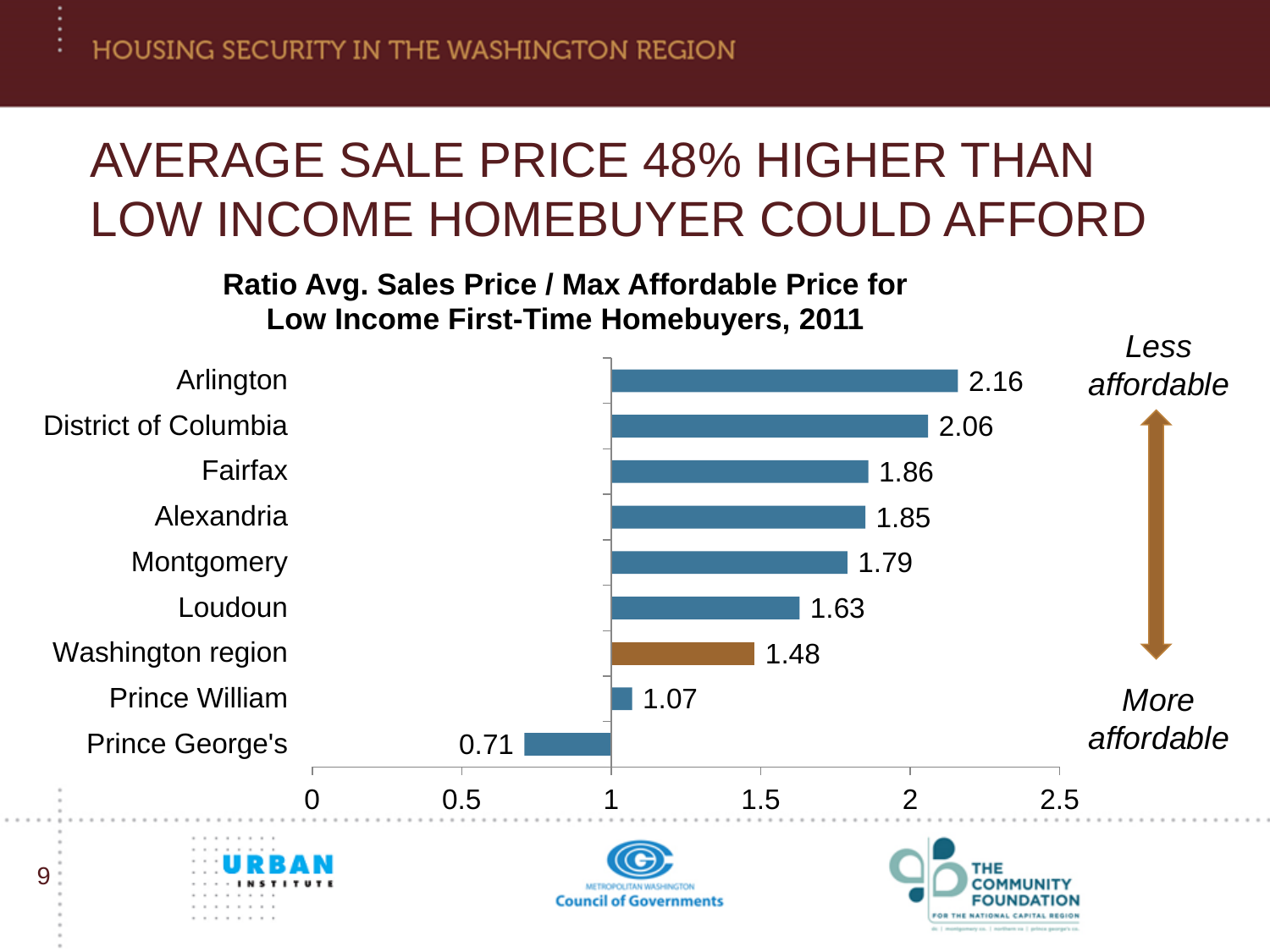# AVERAGE SALE PRICE 48% HIGHER THAN LOW INCOME HOMEBUYER COULD AFFORD

**Ratio Avg. Sales Price / Max Affordable Price for Low Income First-Time Homebuyers, 2011**

| Jurisdiction | Ratio |
| --- | --- |
| Arlington | 2.16 |
| District of Columbia | 2.06 |
| Fairfax | 1.86 |
| Alexandria | 1.85 |
| Montgomery | 1.79 |
| Loudoun | 1.63 |
| Washington region | 1.48 |
| Prince William | 1.07 |
| Prince George's | 0.71 |

*Less affordable* ↑ / ↓ *More affordable*

URBAN INSTITUTE | Metropolitan Washington Council of Governments | The Community Foundation for the National Capital Region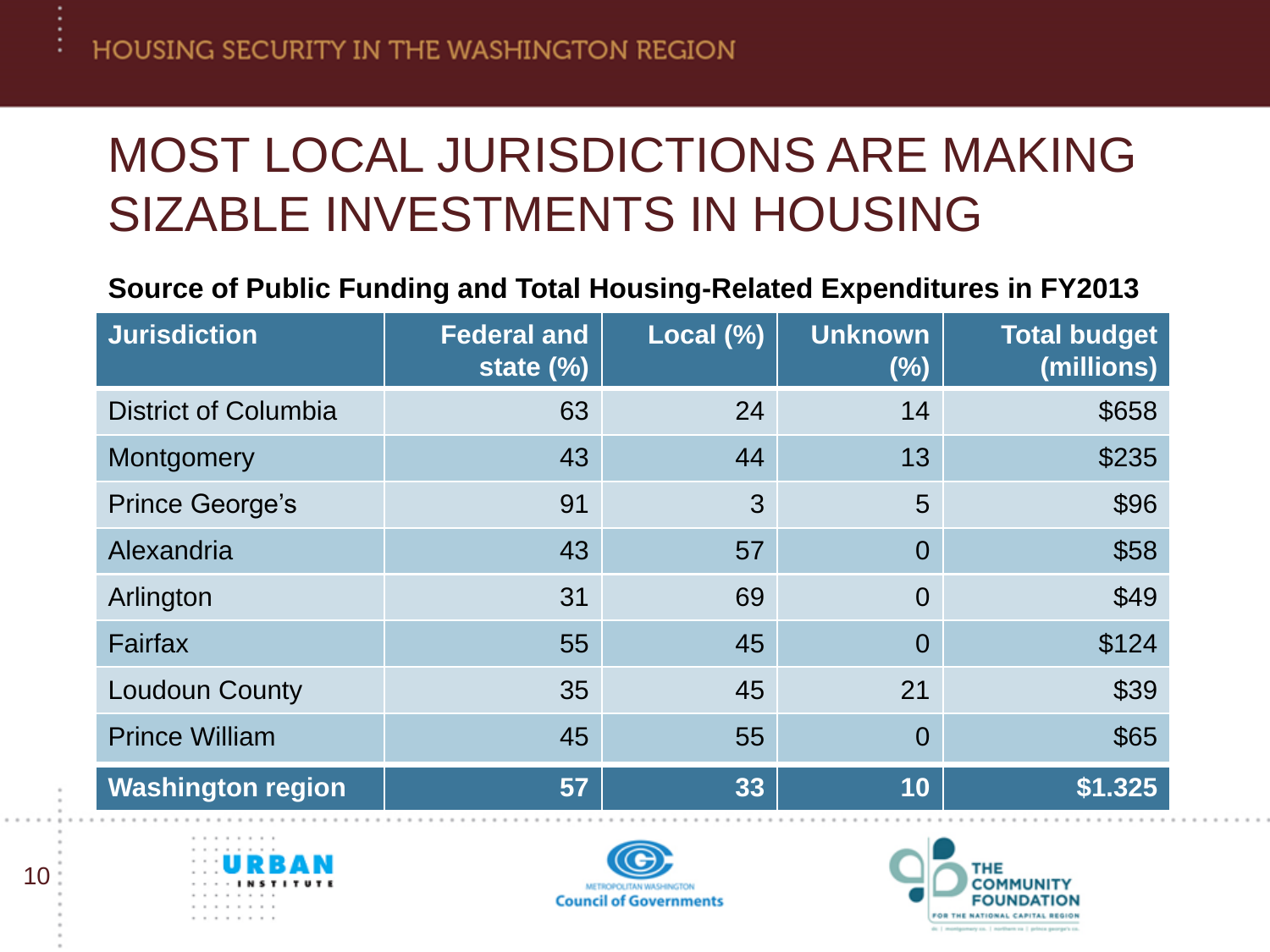# MOST LOCAL JURISDICTIONS ARE MAKING SIZABLE INVESTMENTS IN HOUSING

**Source of Public Funding and Total Housing-Related Expenditures in FY2013**

| Jurisdiction | Federal and state (%) | Local (%) | Unknown (%) | Total budget (millions) |
|---|---:|---:|---:|---:|
| District of Columbia | 63 | 24 | 14 | $658 |
| Montgomery | 43 | 44 | 13 | $235 |
| Prince George's | 91 | 3 | 5 | $96 |
| Alexandria | 43 | 57 | 0 | $58 |
| Arlington | 31 | 69 | 0 | $49 |
| Fairfax | 55 | 45 | 0 | $124 |
| Loudoun County | 35 | 45 | 21 | $39 |
| Prince William | 45 | 55 | 0 | $65 |
| **Washington region** | **57** | **33** | **10** | **$1.325** |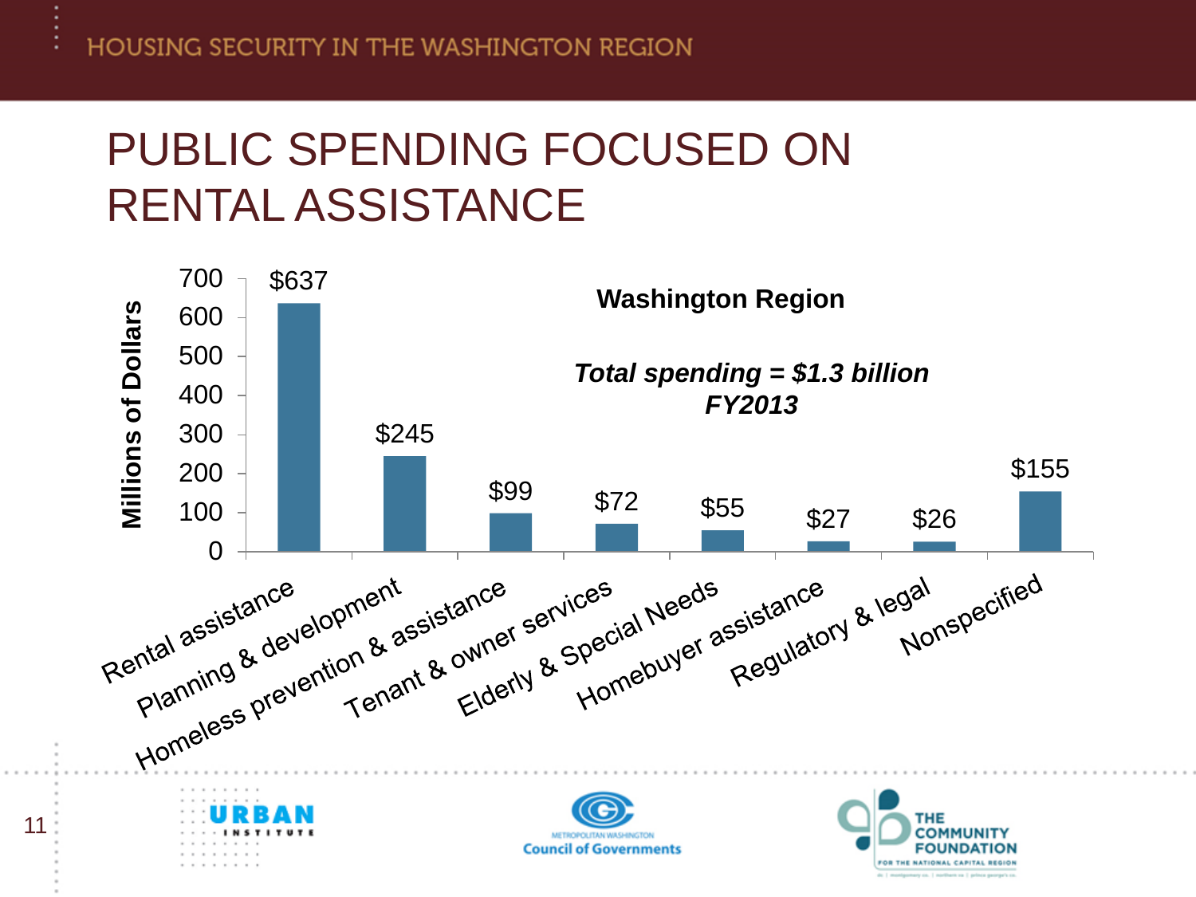# PUBLIC SPENDING FOCUSED ON RENTAL ASSISTANCE

**Washington Region**

***Total spending = $1.3 billion FY2013***

| Category | Millions of Dollars |
| --- | --- |
| Rental assistance | $637 |
| Planning & development | $245 |
| Homeless prevention & assistance | $99 |
| Tenant & owner services | $72 |
| Elderly & Special Needs | $55 |
| Homebuyer assistance | $27 |
| Regulatory & legal | $26 |
| Nonspecified | $155 |

URBAN INSTITUTE

Metropolitan Washington Council of Governments

The Community Foundation for the National Capital Region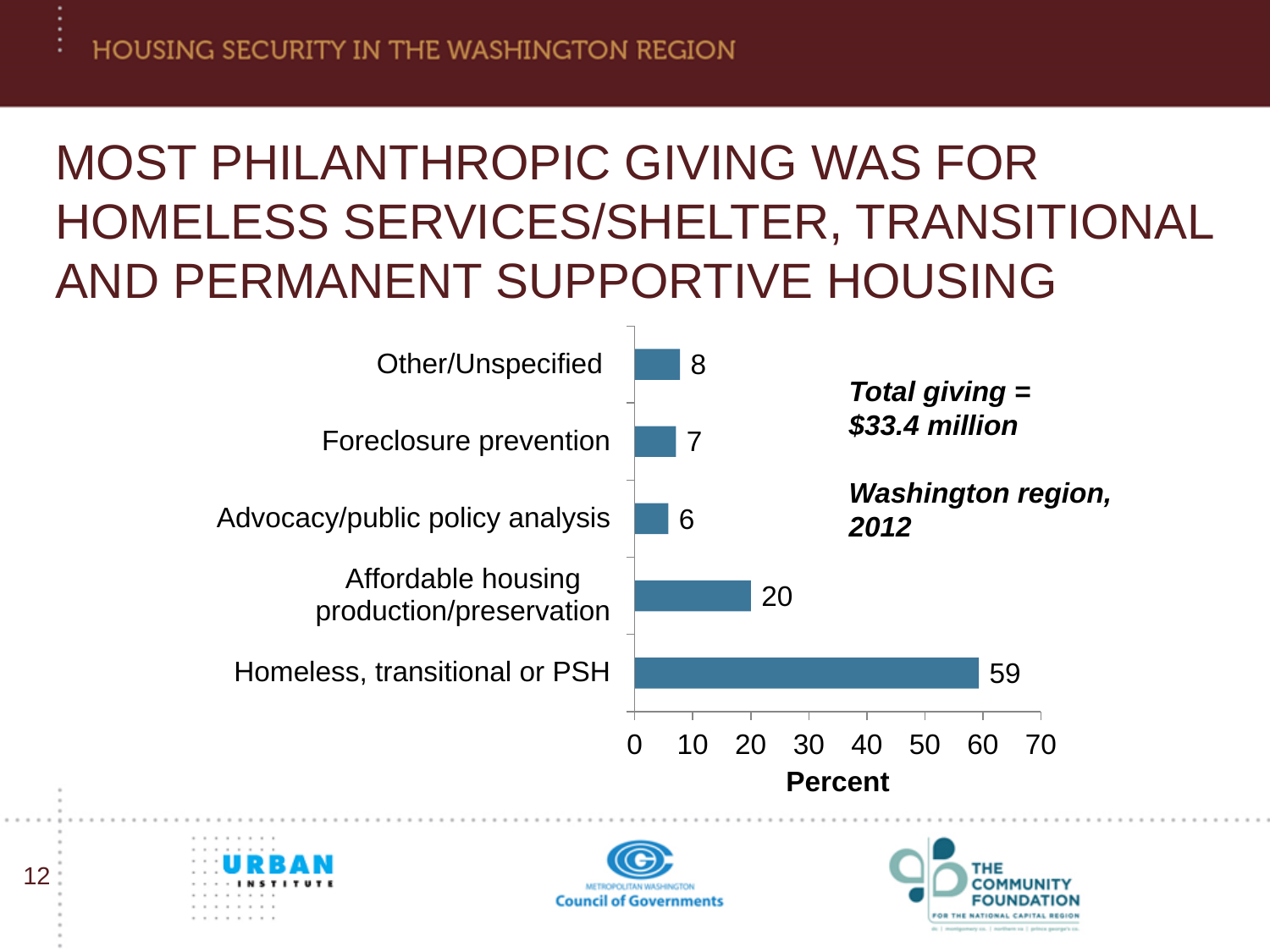# MOST PHILANTHROPIC GIVING WAS FOR HOMELESS SERVICES/SHELTER, TRANSITIONAL AND PERMANENT SUPPORTIVE HOUSING

| Category | Percent |
|---|---|
| Other/Unspecified | 8 |
| Foreclosure prevention | 7 |
| Advocacy/public policy analysis | 6 |
| Affordable housing production/preservation | 20 |
| Homeless, transitional or PSH | 59 |

***Total giving = $33.4 million***

***Washington region, 2012***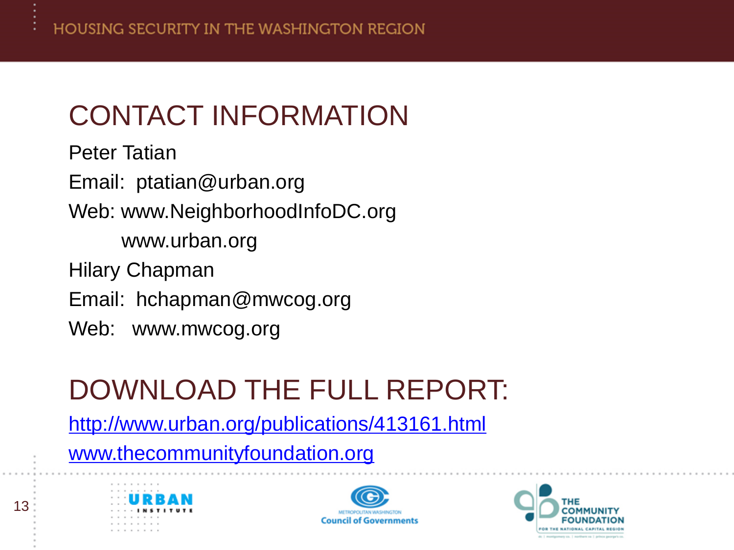## CONTACT INFORMATION

Peter Tatian

Email: ptatian@urban.org

Web: www.NeighborhoodInfoDC.org

www.urban.org

Hilary Chapman

Email: hchapman@mwcog.org

Web: www.mwcog.org

## DOWNLOAD THE FULL REPORT:

http://www.urban.org/publications/413161.html

www.thecommunityfoundation.org

URBAN INSTITUTE

METROPOLITAN WASHINGTON Council of Governments

THE COMMUNITY FOUNDATION FOR THE NATIONAL CAPITAL REGION